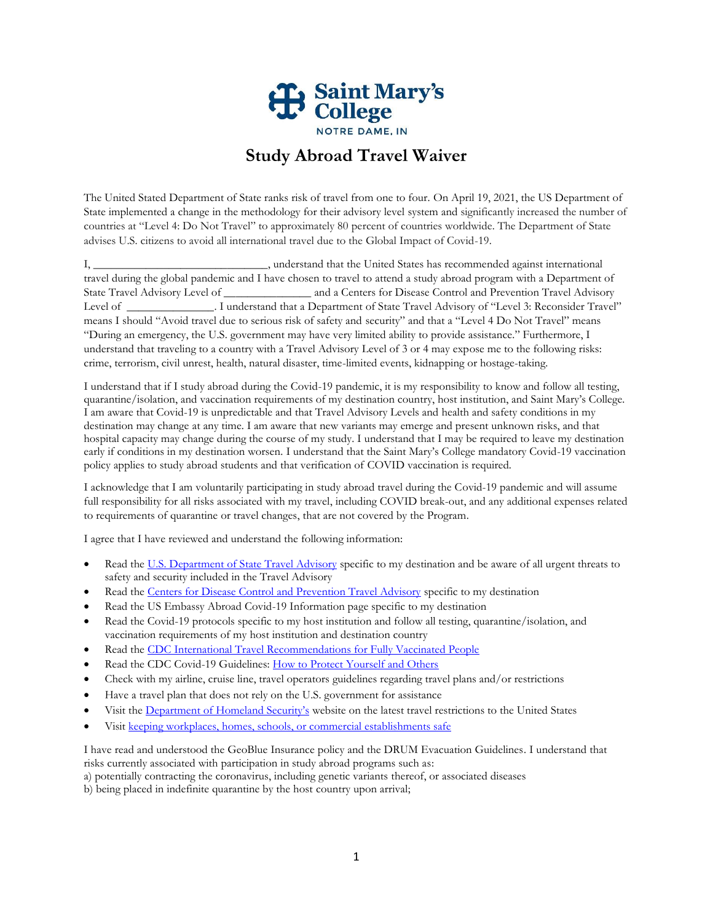**Saint Mary's College**
NOTRE DAME, IN

# Study Abroad Travel Waiver

The United Stated Department of State ranks risk of travel from one to four. On April 19, 2021, the US Department of State implemented a change in the methodology for their advisory level system and significantly increased the number of countries at "Level 4: Do Not Travel" to approximately 80 percent of countries worldwide. The Department of State advises U.S. citizens to avoid all international travel due to the Global Impact of Covid-19.

I, ______________________________, understand that the United States has recommended against international travel during the global pandemic and I have chosen to travel to attend a study abroad program with a Department of State Travel Advisory Level of ______________ and a Centers for Disease Control and Prevention Travel Advisory Level of _______________. I understand that a Department of State Travel Advisory of "Level 3: Reconsider Travel" means I should "Avoid travel due to serious risk of safety and security" and that a "Level 4 Do Not Travel" means "During an emergency, the U.S. government may have very limited ability to provide assistance." Furthermore, I understand that traveling to a country with a Travel Advisory Level of 3 or 4 may expose me to the following risks: crime, terrorism, civil unrest, health, natural disaster, time-limited events, kidnapping or hostage-taking.

I understand that if I study abroad during the Covid-19 pandemic, it is my responsibility to know and follow all testing, quarantine/isolation, and vaccination requirements of my destination country, host institution, and Saint Mary's College. I am aware that Covid-19 is unpredictable and that Travel Advisory Levels and health and safety conditions in my destination may change at any time. I am aware that new variants may emerge and present unknown risks, and that hospital capacity may change during the course of my study. I understand that I may be required to leave my destination early if conditions in my destination worsen. I understand that the Saint Mary's College mandatory Covid-19 vaccination policy applies to study abroad students and that verification of COVID vaccination is required.

I acknowledge that I am voluntarily participating in study abroad travel during the Covid-19 pandemic and will assume full responsibility for all risks associated with my travel, including COVID break-out, and any additional expenses related to requirements of quarantine or travel changes, that are not covered by the Program.

I agree that I have reviewed and understand the following information:

- Read the U.S. Department of State Travel Advisory specific to my destination and be aware of all urgent threats to safety and security included in the Travel Advisory
- Read the Centers for Disease Control and Prevention Travel Advisory specific to my destination
- Read the US Embassy Abroad Covid-19 Information page specific to my destination
- Read the Covid-19 protocols specific to my host institution and follow all testing, quarantine/isolation, and vaccination requirements of my host institution and destination country
- Read the CDC International Travel Recommendations for Fully Vaccinated People
- Read the CDC Covid-19 Guidelines: How to Protect Yourself and Others
- Check with my airline, cruise line, travel operators guidelines regarding travel plans and/or restrictions
- Have a travel plan that does not rely on the U.S. government for assistance
- Visit the Department of Homeland Security's website on the latest travel restrictions to the United States
- Visit keeping workplaces, homes, schools, or commercial establishments safe

I have read and understood the GeoBlue Insurance policy and the DRUM Evacuation Guidelines. I understand that risks currently associated with participation in study abroad programs such as:
a) potentially contracting the coronavirus, including genetic variants thereof, or associated diseases
b) being placed in indefinite quarantine by the host country upon arrival;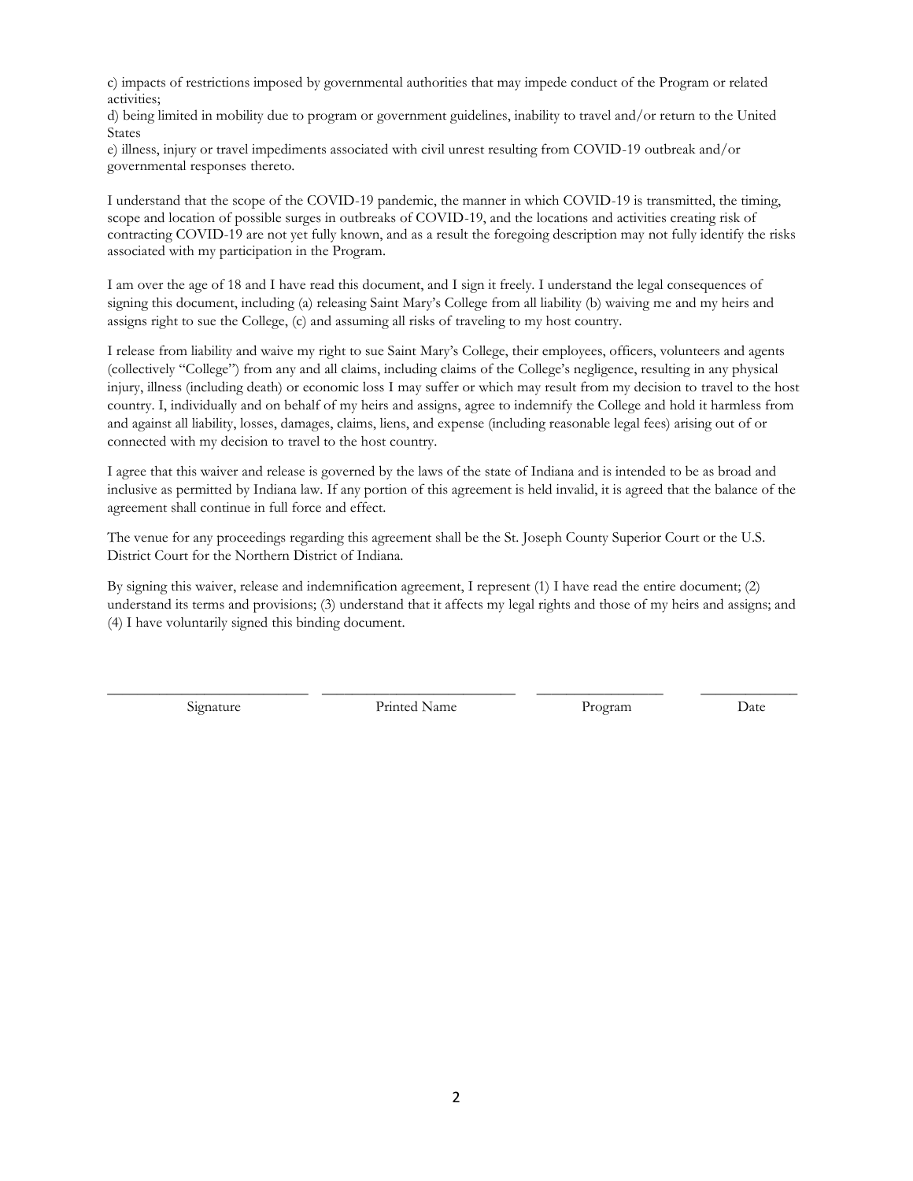c) impacts of restrictions imposed by governmental authorities that may impede conduct of the Program or related activities;
d) being limited in mobility due to program or government guidelines, inability to travel and/or return to the United States
e) illness, injury or travel impediments associated with civil unrest resulting from COVID-19 outbreak and/or governmental responses thereto.

I understand that the scope of the COVID-19 pandemic, the manner in which COVID-19 is transmitted, the timing, scope and location of possible surges in outbreaks of COVID-19, and the locations and activities creating risk of contracting COVID-19 are not yet fully known, and as a result the foregoing description may not fully identify the risks associated with my participation in the Program.

I am over the age of 18 and I have read this document, and I sign it freely. I understand the legal consequences of signing this document, including (a) releasing Saint Mary's College from all liability (b) waiving me and my heirs and assigns right to sue the College, (c) and assuming all risks of traveling to my host country.

I release from liability and waive my right to sue Saint Mary's College, their employees, officers, volunteers and agents (collectively "College") from any and all claims, including claims of the College's negligence, resulting in any physical injury, illness (including death) or economic loss I may suffer or which may result from my decision to travel to the host country. I, individually and on behalf of my heirs and assigns, agree to indemnify the College and hold it harmless from and against all liability, losses, damages, claims, liens, and expense (including reasonable legal fees) arising out of or connected with my decision to travel to the host country.

I agree that this waiver and release is governed by the laws of the state of Indiana and is intended to be as broad and inclusive as permitted by Indiana law. If any portion of this agreement is held invalid, it is agreed that the balance of the agreement shall continue in full force and effect.

The venue for any proceedings regarding this agreement shall be the St. Joseph County Superior Court or the U.S. District Court for the Northern District of Indiana.

By signing this waiver, release and indemnification agreement, I represent (1) I have read the entire document; (2) understand its terms and provisions; (3) understand that it affects my legal rights and those of my heirs and assigns; and (4) I have voluntarily signed this binding document.

| | | | |
|---|---|---|---|
| ___________________________ | ___________________________ | __________________ | ______________ |
| Signature | Printed Name | Program | Date |